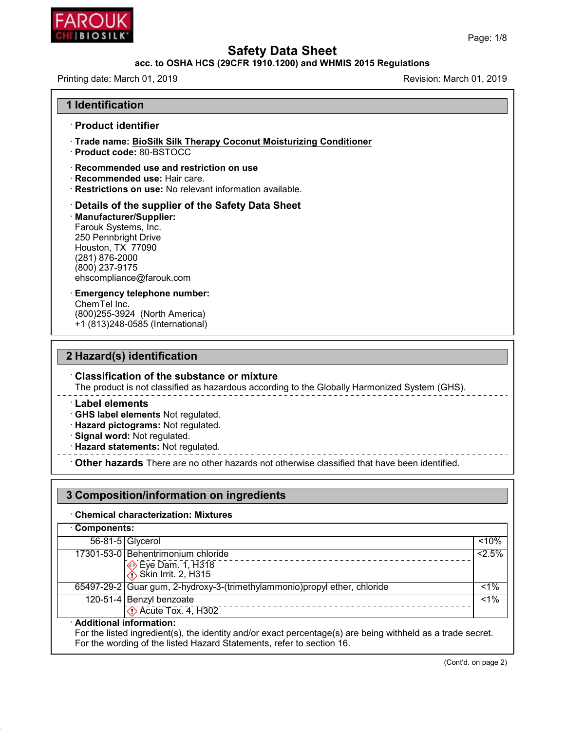# Safety Data Sheet

**acc. to OSHA HCS (29CFR 1910.1200) and WHMIS 2015 Regulations**

Printing date: March 01, 2019 Revision: March 01, 2019

## 1 Identification

### · Product identifier

· **Trade name: BioSilk Silk Therapy Coconut Moisturizing Conditioner**
· **Product code:** 80-BSTOCC

· **Recommended use and restriction on use**
· **Recommended use:** Hair care.
· **Restrictions on use:** No relevant information available.

### · Details of the supplier of the Safety Data Sheet

· **Manufacturer/Supplier:**
Farouk Systems, Inc.
250 Pennbright Drive
Houston, TX 77090
(281) 876-2000
(800) 237-9175
ehscompliance@farouk.com

· **Emergency telephone number:**
ChemTel Inc.
(800)255-3924 (North America)
+1 (813)248-0585 (International)

## 2 Hazard(s) identification

### · Classification of the substance or mixture

The product is not classified as hazardous according to the Globally Harmonized System (GHS).

### · Label elements

· **GHS label elements** Not regulated.
· **Hazard pictograms:** Not regulated.
· **Signal word:** Not regulated.
· **Hazard statements:** Not regulated.

· **Other hazards** There are no other hazards not otherwise classified that have been identified.

## 3 Composition/information on ingredients

· **Chemical characterization: Mixtures**

· **Components:**

| CAS | Component | % |
|---|---|---|
| 56-81-5 | Glycerol | <10% |
| 17301-53-0 | Behentrimonium chloride<br>Eye Dam. 1, H318<br>Skin Irrit. 2, H315 | <2.5% |
| 65497-29-2 | Guar gum, 2-hydroxy-3-(trimethylammonio)propyl ether, chloride | <1% |
| 120-51-4 | Benzyl benzoate<br>Acute Tox. 4, H302 | <1% |

· **Additional information:**
For the listed ingredient(s), the identity and/or exact percentage(s) are being withheld as a trade secret.
For the wording of the listed Hazard Statements, refer to section 16.

(Cont'd. on page 2)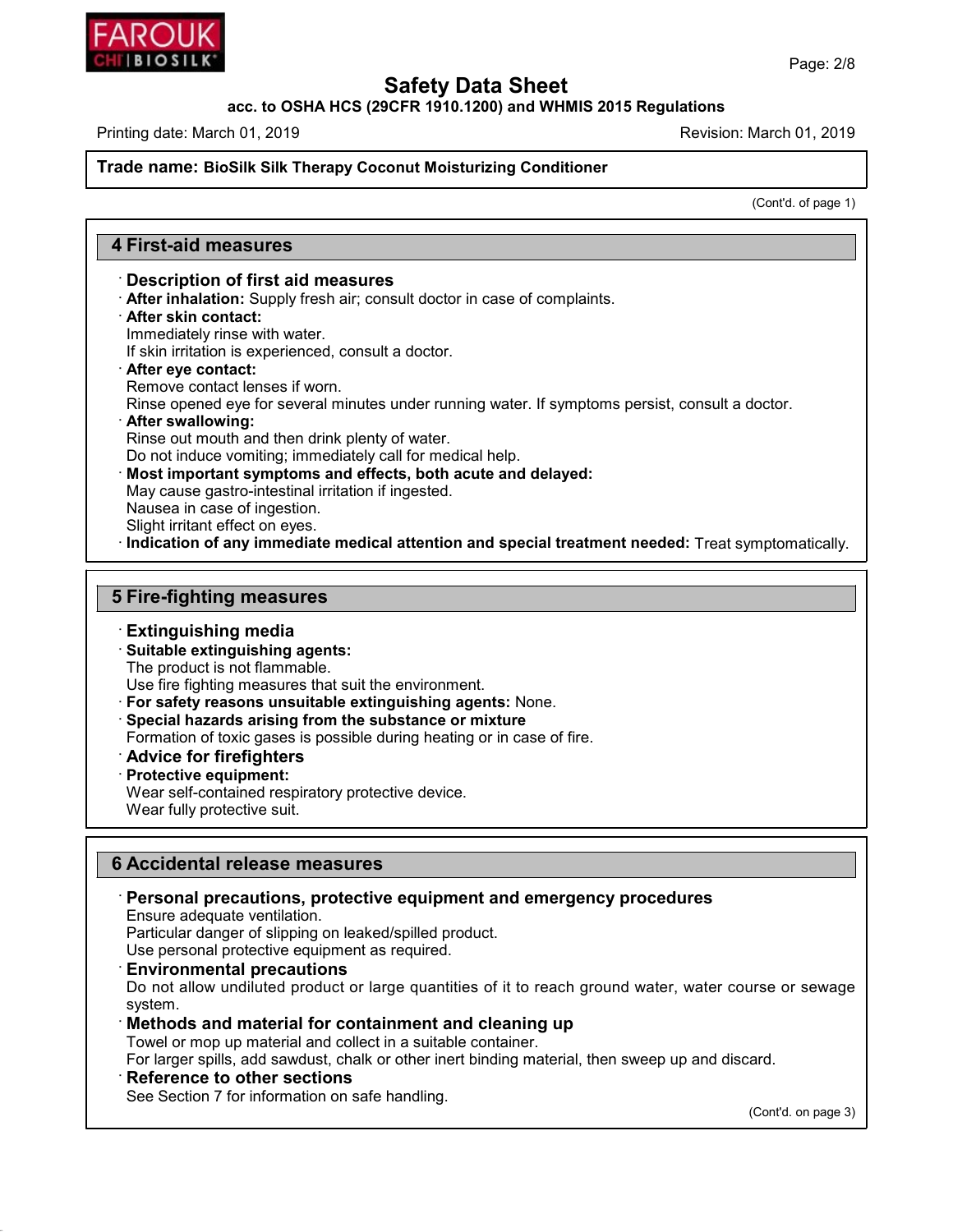**Trade name: BioSilk Silk Therapy Coconut Moisturizing Conditioner**

(Cont'd. of page 1)

## 4 First-aid measures

- **Description of first aid measures**
- **After inhalation:** Supply fresh air; consult doctor in case of complaints.
- **After skin contact:**
  Immediately rinse with water.
  If skin irritation is experienced, consult a doctor.
- **After eye contact:**
  Remove contact lenses if worn.
  Rinse opened eye for several minutes under running water. If symptoms persist, consult a doctor.
- **After swallowing:**
  Rinse out mouth and then drink plenty of water.
  Do not induce vomiting; immediately call for medical help.
- **Most important symptoms and effects, both acute and delayed:**
  May cause gastro-intestinal irritation if ingested.
  Nausea in case of ingestion.
  Slight irritant effect on eyes.
- **Indication of any immediate medical attention and special treatment needed:** Treat symptomatically.

## 5 Fire-fighting measures

- **Extinguishing media**
- **Suitable extinguishing agents:**
  The product is not flammable.
  Use fire fighting measures that suit the environment.
- **For safety reasons unsuitable extinguishing agents:** None.
- **Special hazards arising from the substance or mixture**
  Formation of toxic gases is possible during heating or in case of fire.
- **Advice for firefighters**
- **Protective equipment:**
  Wear self-contained respiratory protective device.
  Wear fully protective suit.

## 6 Accidental release measures

- **Personal precautions, protective equipment and emergency procedures**
  Ensure adequate ventilation.
  Particular danger of slipping on leaked/spilled product.
  Use personal protective equipment as required.
- **Environmental precautions**
  Do not allow undiluted product or large quantities of it to reach ground water, water course or sewage system.
- **Methods and material for containment and cleaning up**
  Towel or mop up material and collect in a suitable container.
  For larger spills, add sawdust, chalk or other inert binding material, then sweep up and discard.
- **Reference to other sections**
  See Section 7 for information on safe handling.

(Cont'd. on page 3)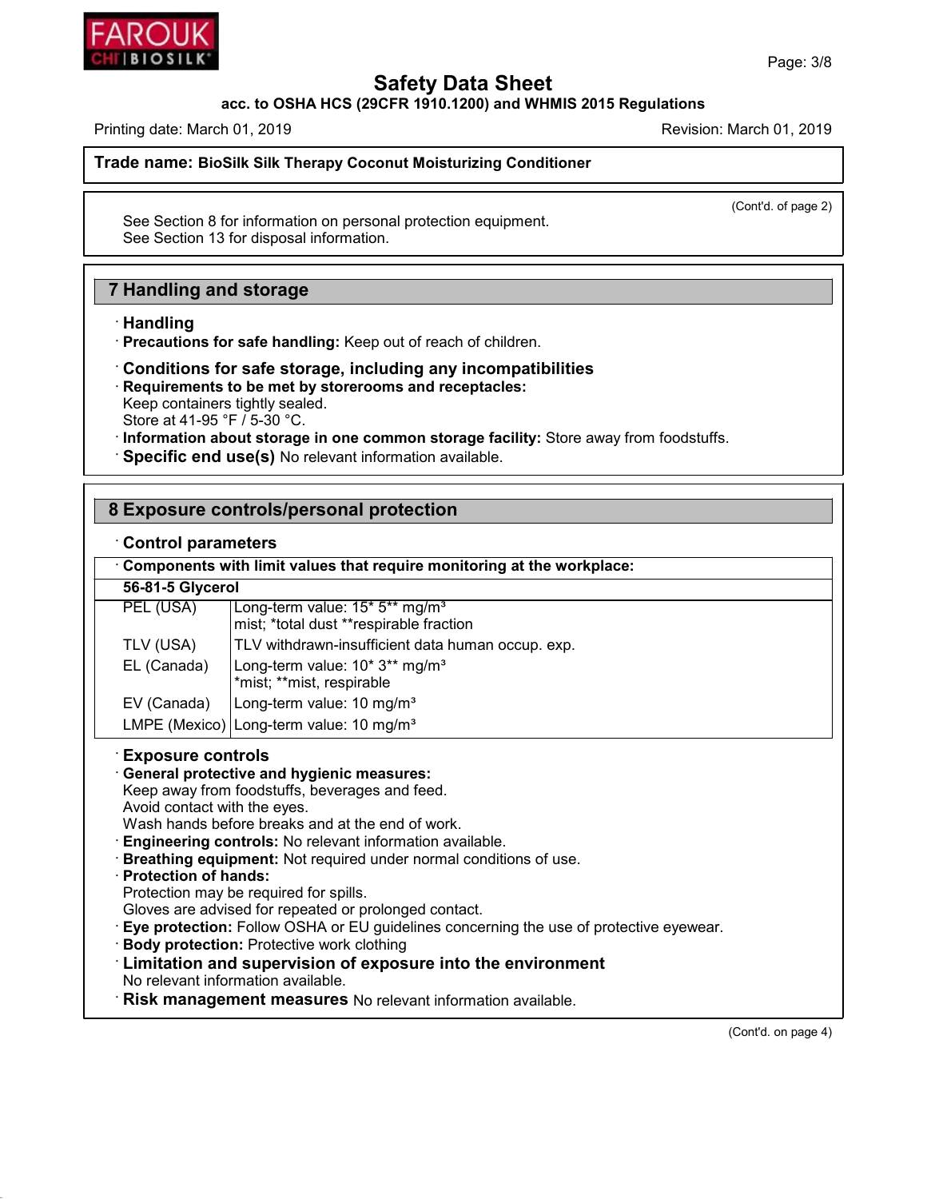**Trade name: BioSilk Silk Therapy Coconut Moisturizing Conditioner**

(Cont'd. of page 2)

See Section 8 for information on personal protection equipment.
See Section 13 for disposal information.

## 7 Handling and storage

· **Handling**

· **Precautions for safe handling:** Keep out of reach of children.

· **Conditions for safe storage, including any incompatibilities**

· **Requirements to be met by storerooms and receptacles:**
Keep containers tightly sealed.
Store at 41-95 °F / 5-30 °C.

· **Information about storage in one common storage facility:** Store away from foodstuffs.

· **Specific end use(s)** No relevant information available.

## 8 Exposure controls/personal protection

· **Control parameters**

· **Components with limit values that require monitoring at the workplace:**

| **56-81-5 Glycerol** | |
|---|---|
| PEL (USA) | Long-term value: 15* 5** mg/m³<br>mist; *total dust **respirable fraction |
| TLV (USA) | TLV withdrawn-insufficient data human occup. exp. |
| EL (Canada) | Long-term value: 10* 3** mg/m³<br>*mist; **mist, respirable |
| EV (Canada) | Long-term value: 10 mg/m³ |
| LMPE (Mexico) | Long-term value: 10 mg/m³ |

· **Exposure controls**

· **General protective and hygienic measures:**
Keep away from foodstuffs, beverages and feed.
Avoid contact with the eyes.
Wash hands before breaks and at the end of work.

· **Engineering controls:** No relevant information available.

· **Breathing equipment:** Not required under normal conditions of use.

· **Protection of hands:**
Protection may be required for spills.
Gloves are advised for repeated or prolonged contact.

· **Eye protection:** Follow OSHA or EU guidelines concerning the use of protective eyewear.

· **Body protection:** Protective work clothing

· **Limitation and supervision of exposure into the environment**
No relevant information available.

· **Risk management measures** No relevant information available.

(Cont'd. on page 4)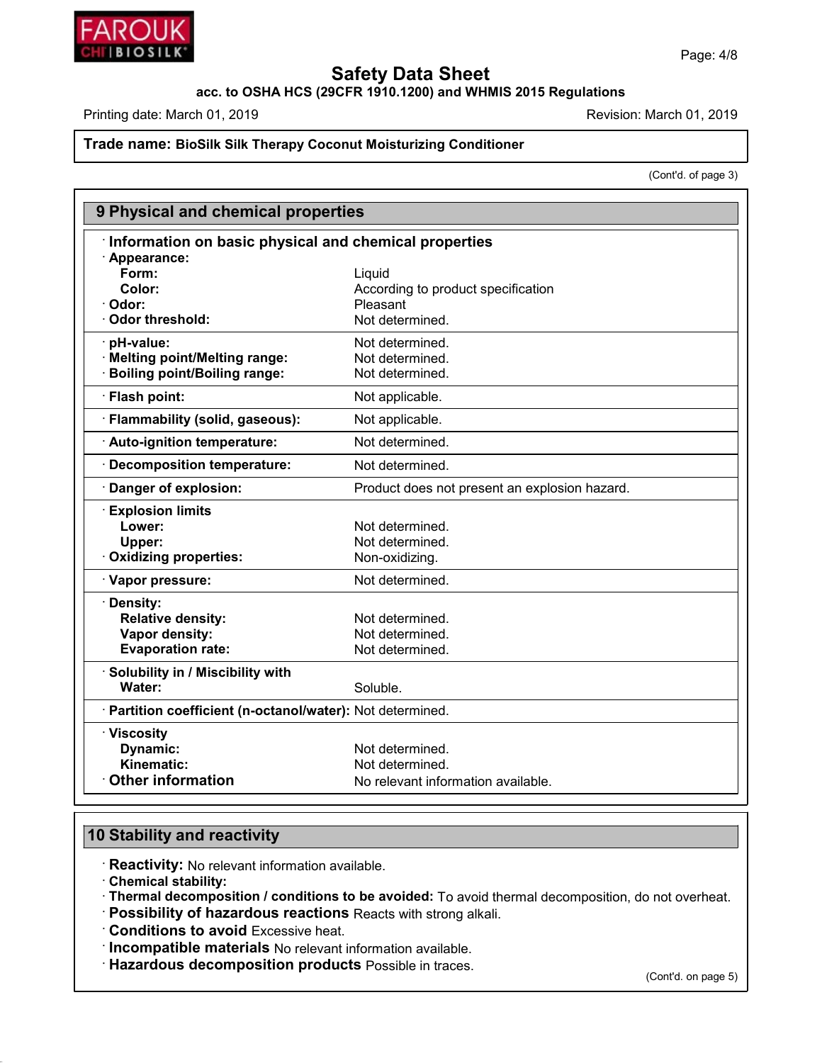# Safety Data Sheet

acc. to OSHA HCS (29CFR 1910.1200) and WHMIS 2015 Regulations

Printing date: March 01, 2019 | Revision: March 01, 2019

**Trade name: BioSilk Silk Therapy Coconut Moisturizing Conditioner**

(Cont'd. of page 3)

## 9 Physical and chemical properties

| · Information on basic physical and chemical properties | |
|---|---|
| · **Appearance:** | |
| **Form:** | Liquid |
| **Color:** | According to product specification |
| · **Odor:** | Pleasant |
| · **Odor threshold:** | Not determined. |
| · **pH-value:** | Not determined. |
| · **Melting point/Melting range:** | Not determined. |
| · **Boiling point/Boiling range:** | Not determined. |
| · **Flash point:** | Not applicable. |
| · **Flammability (solid, gaseous):** | Not applicable. |
| · **Auto-ignition temperature:** | Not determined. |
| · **Decomposition temperature:** | Not determined. |
| · **Danger of explosion:** | Product does not present an explosion hazard. |
| · **Explosion limits** | |
| **Lower:** | Not determined. |
| **Upper:** | Not determined. |
| · **Oxidizing properties:** | Non-oxidizing. |
| · **Vapor pressure:** | Not determined. |
| · **Density:** | |
| **Relative density:** | Not determined. |
| **Vapor density:** | Not determined. |
| **Evaporation rate:** | Not determined. |
| · **Solubility in / Miscibility with** | |
| **Water:** | Soluble. |
| · **Partition coefficient (n-octanol/water):** | Not determined. |
| · **Viscosity** | |
| **Dynamic:** | Not determined. |
| **Kinematic:** | Not determined. |
| · **Other information** | No relevant information available. |

## 10 Stability and reactivity

- **Reactivity:** No relevant information available.
- **Chemical stability:**
- **Thermal decomposition / conditions to be avoided:** To avoid thermal decomposition, do not overheat.
- **Possibility of hazardous reactions** Reacts with strong alkali.
- **Conditions to avoid** Excessive heat.
- **Incompatible materials** No relevant information available.
- **Hazardous decomposition products** Possible in traces.

(Cont'd. on page 5)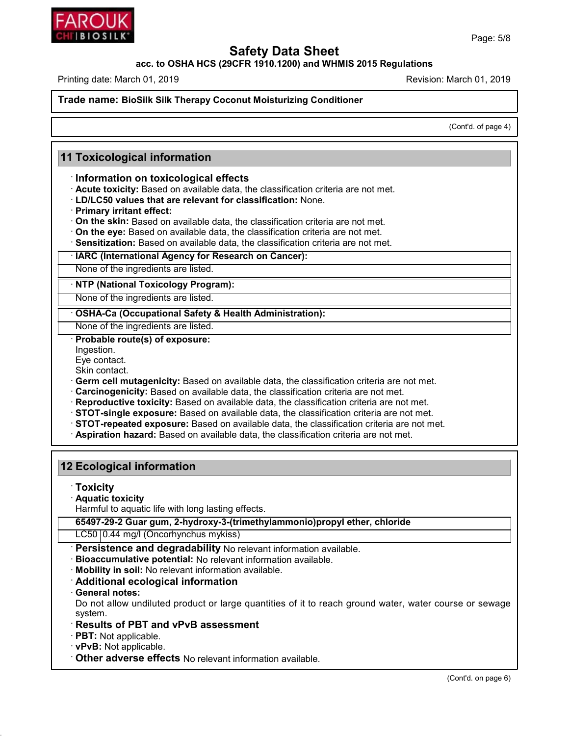Trade name: **BioSilk Silk Therapy Coconut Moisturizing Conditioner**

(Cont'd. of page 4)

## 11 Toxicological information

- **Information on toxicological effects**
- **Acute toxicity:** Based on available data, the classification criteria are not met.
- **LD/LC50 values that are relevant for classification:** None.
- **Primary irritant effect:**
- **On the skin:** Based on available data, the classification criteria are not met.
- **On the eye:** Based on available data, the classification criteria are not met.
- **Sensitization:** Based on available data, the classification criteria are not met.

| **IARC (International Agency for Research on Cancer):** |
|---|
| None of the ingredients are listed. |

| **NTP (National Toxicology Program):** |
|---|
| None of the ingredients are listed. |

| **OSHA-Ca (Occupational Safety & Health Administration):** |
|---|
| None of the ingredients are listed. |

- **Probable route(s) of exposure:**
  Ingestion.
  Eye contact.
  Skin contact.
- **Germ cell mutagenicity:** Based on available data, the classification criteria are not met.
- **Carcinogenicity:** Based on available data, the classification criteria are not met.
- **Reproductive toxicity:** Based on available data, the classification criteria are not met.
- **STOT-single exposure:** Based on available data, the classification criteria are not met.
- **STOT-repeated exposure:** Based on available data, the classification criteria are not met.
- **Aspiration hazard:** Based on available data, the classification criteria are not met.

## 12 Ecological information

- **Toxicity**
- **Aquatic toxicity**
  Harmful to aquatic life with long lasting effects.

| **65497-29-2 Guar gum, 2-hydroxy-3-(trimethylammonio)propyl ether, chloride** | |
|---|---|
| LC50 | 0.44 mg/l (Oncorhynchus mykiss) |

- **Persistence and degradability** No relevant information available.
- **Bioaccumulative potential:** No relevant information available.
- **Mobility in soil:** No relevant information available.
- **Additional ecological information**
- **General notes:**
  Do not allow undiluted product or large quantities of it to reach ground water, water course or sewage system.
- **Results of PBT and vPvB assessment**
- **PBT:** Not applicable.
- **vPvB:** Not applicable.
- **Other adverse effects** No relevant information available.

(Cont'd. on page 6)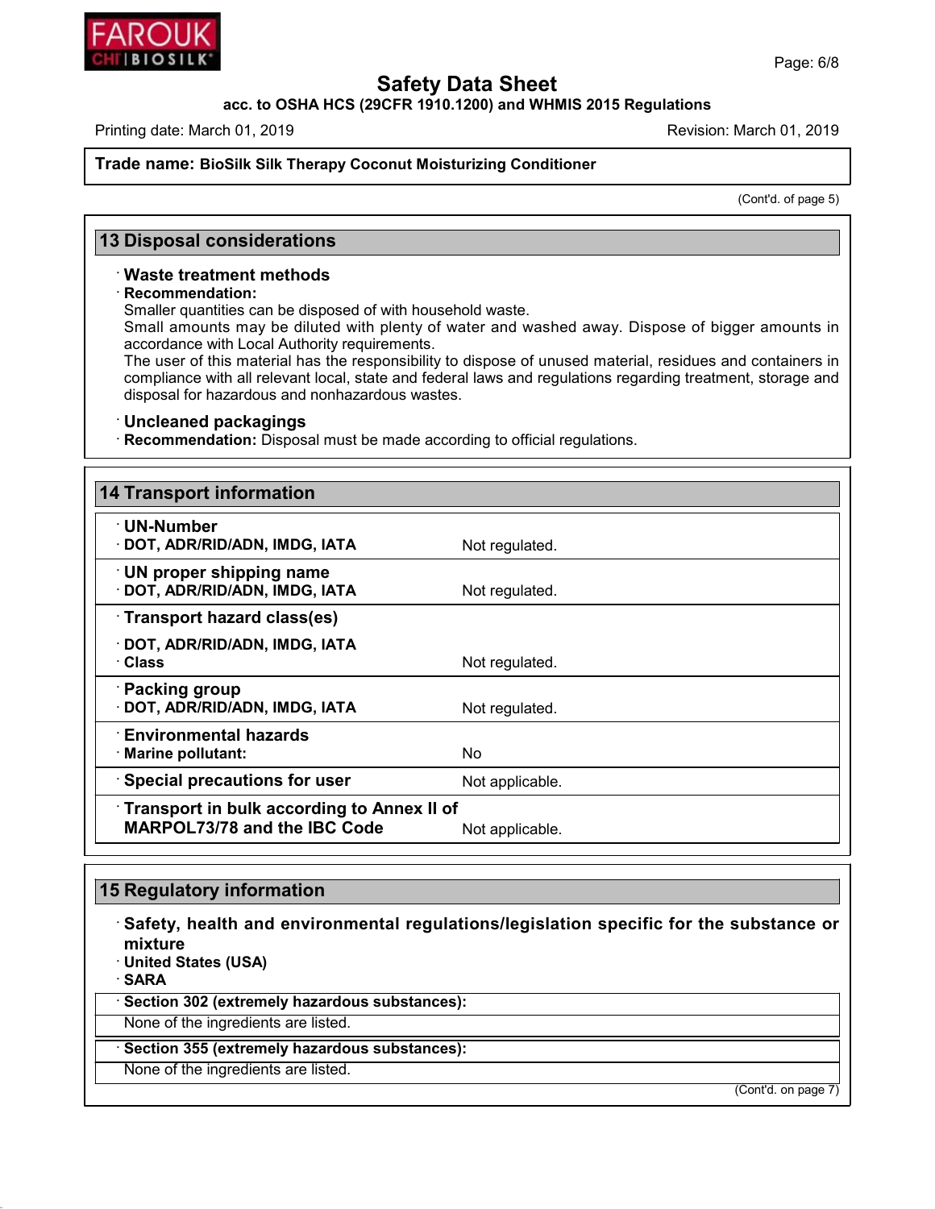**Trade name: BioSilk Silk Therapy Coconut Moisturizing Conditioner**

(Cont'd. of page 5)

## 13 Disposal considerations

· **Waste treatment methods**

· **Recommendation:**

Smaller quantities can be disposed of with household waste.

Small amounts may be diluted with plenty of water and washed away. Dispose of bigger amounts in accordance with Local Authority requirements.

The user of this material has the responsibility to dispose of unused material, residues and containers in compliance with all relevant local, state and federal laws and regulations regarding treatment, storage and disposal for hazardous and nonhazardous wastes.

· **Uncleaned packagings**

· **Recommendation:** Disposal must be made according to official regulations.

## 14 Transport information

| | |
|---|---|
| · **UN-Number** | |
| · **DOT, ADR/RID/ADN, IMDG, IATA** | Not regulated. |
| · **UN proper shipping name** | |
| · **DOT, ADR/RID/ADN, IMDG, IATA** | Not regulated. |
| · **Transport hazard class(es)** | |
| · **DOT, ADR/RID/ADN, IMDG, IATA** | |
| · **Class** | Not regulated. |
| · **Packing group** | |
| · **DOT, ADR/RID/ADN, IMDG, IATA** | Not regulated. |
| · **Environmental hazards** | |
| · **Marine pollutant:** | No |
| · **Special precautions for user** | Not applicable. |
| · **Transport in bulk according to Annex II of MARPOL73/78 and the IBC Code** | Not applicable. |

## 15 Regulatory information

· **Safety, health and environmental regulations/legislation specific for the substance or mixture**

· **United States (USA)**

· **SARA**

· **Section 302 (extremely hazardous substances):**

None of the ingredients are listed.

· **Section 355 (extremely hazardous substances):**

None of the ingredients are listed.

(Cont'd. on page 7)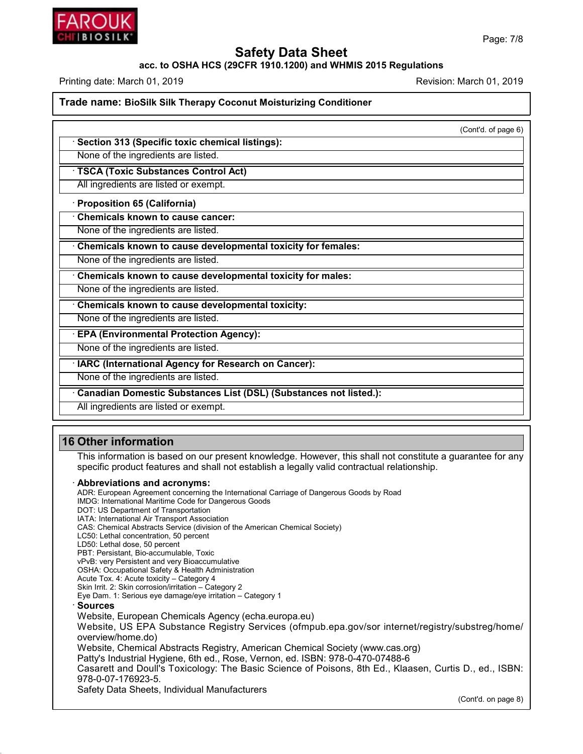**Trade name: BioSilk Silk Therapy Coconut Moisturizing Conditioner**

(Cont'd. of page 6)

· **Section 313 (Specific toxic chemical listings):**
None of the ingredients are listed.

· **TSCA (Toxic Substances Control Act)**
All ingredients are listed or exempt.

· **Proposition 65 (California)**

· **Chemicals known to cause cancer:**
None of the ingredients are listed.

· **Chemicals known to cause developmental toxicity for females:**
None of the ingredients are listed.

· **Chemicals known to cause developmental toxicity for males:**
None of the ingredients are listed.

· **Chemicals known to cause developmental toxicity:**
None of the ingredients are listed.

· **EPA (Environmental Protection Agency):**
None of the ingredients are listed.

· **IARC (International Agency for Research on Cancer):**
None of the ingredients are listed.

· **Canadian Domestic Substances List (DSL) (Substances not listed.):**
All ingredients are listed or exempt.

## 16 Other information

This information is based on our present knowledge. However, this shall not constitute a guarantee for any specific product features and shall not establish a legally valid contractual relationship.

· **Abbreviations and acronyms:**
ADR: European Agreement concerning the International Carriage of Dangerous Goods by Road
IMDG: International Maritime Code for Dangerous Goods
DOT: US Department of Transportation
IATA: International Air Transport Association
CAS: Chemical Abstracts Service (division of the American Chemical Society)
LC50: Lethal concentration, 50 percent
LD50: Lethal dose, 50 percent
PBT: Persistant, Bio-accumulable, Toxic
vPvB: very Persistent and very Bioaccumulative
OSHA: Occupational Safety & Health Administration
Acute Tox. 4: Acute toxicity – Category 4
Skin Irrit. 2: Skin corrosion/irritation – Category 2
Eye Dam. 1: Serious eye damage/eye irritation – Category 1

· **Sources**
Website, European Chemicals Agency (echa.europa.eu)
Website, US EPA Substance Registry Services (ofmpub.epa.gov/sor internet/registry/substreg/home/overview/home.do)
Website, Chemical Abstracts Registry, American Chemical Society (www.cas.org)
Patty's Industrial Hygiene, 6th ed., Rose, Vernon, ed. ISBN: 978-0-470-07488-6
Casarett and Doull's Toxicology: The Basic Science of Poisons, 8th Ed., Klaasen, Curtis D., ed., ISBN: 978-0-07-176923-5.
Safety Data Sheets, Individual Manufacturers

(Cont'd. on page 8)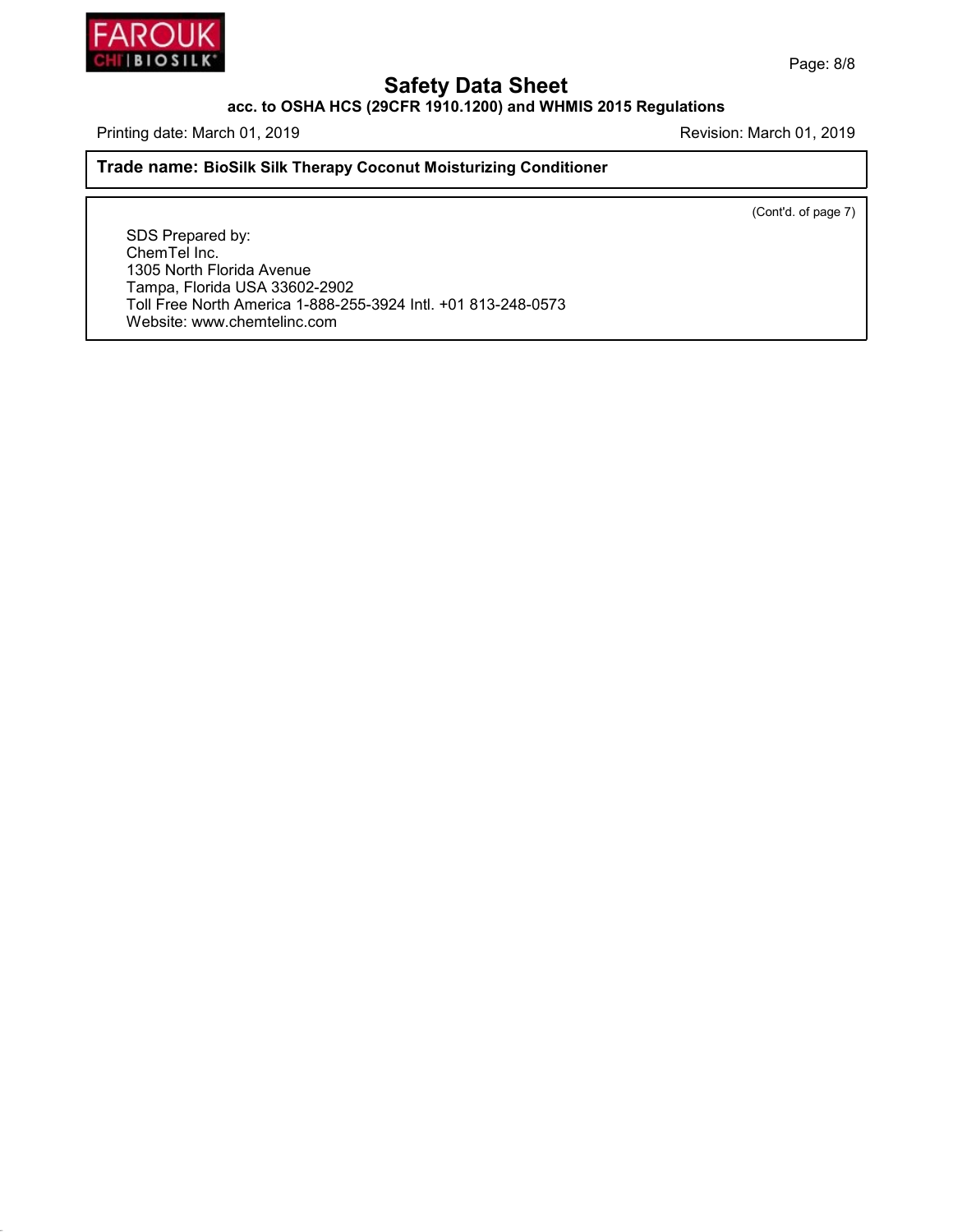**Trade name: BioSilk Silk Therapy Coconut Moisturizing Conditioner**

(Cont'd. of page 7)

SDS Prepared by:
ChemTel Inc.
1305 North Florida Avenue
Tampa, Florida USA 33602-2902
Toll Free North America 1-888-255-3924 Intl. +01 813-248-0573
Website: www.chemtelinc.com